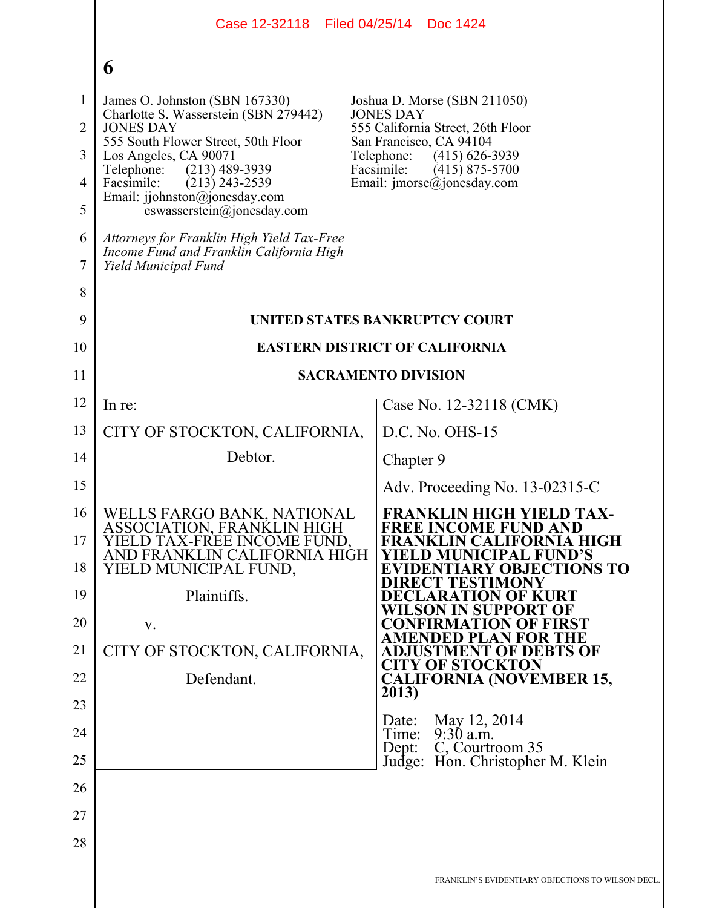Case 12-32118 Filed 04/25/14 Doc 1424

**6**

James O. Johnston (SBN 167330)
Charlotte S. Wasserstein (SBN 279442)
JONES DAY
555 South Flower Street, 50th Floor
Los Angeles, CA 90071
Telephone: (213) 489-3939
Facsimile: (213) 243-2539
Email: jjohnston@jonesday.com
cswasserstein@jonesday.com

Joshua D. Morse (SBN 211050)
JONES DAY
555 California Street, 26th Floor
San Francisco, CA 94104
Telephone: (415) 626-3939
Facsimile: (415) 875-5700
Email: jmorse@jonesday.com

*Attorneys for Franklin High Yield Tax-Free Income Fund and Franklin California High Yield Municipal Fund*

**UNITED STATES BANKRUPTCY COURT**

**EASTERN DISTRICT OF CALIFORNIA**

**SACRAMENTO DIVISION**

| | |
|---|---|
| In re:<br><br>CITY OF STOCKTON, CALIFORNIA,<br><br>Debtor. | Case No. 12-32118 (CMK)<br><br>D.C. No. OHS-15<br><br>Chapter 9<br><br>Adv. Proceeding No. 13-02315-C |
| WELLS FARGO BANK, NATIONAL ASSOCIATION, FRANKLIN HIGH YIELD TAX-FREE INCOME FUND, AND FRANKLIN CALIFORNIA HIGH YIELD MUNICIPAL FUND,<br><br>Plaintiffs.<br><br>v.<br><br>CITY OF STOCKTON, CALIFORNIA,<br><br>Defendant. | **FRANKLIN HIGH YIELD TAX-FREE INCOME FUND AND FRANKLIN CALIFORNIA HIGH YIELD MUNICIPAL FUND'S EVIDENTIARY OBJECTIONS TO DIRECT TESTIMONY DECLARATION OF KURT WILSON IN SUPPORT OF CONFIRMATION OF FIRST AMENDED PLAN FOR THE ADJUSTMENT OF DEBTS OF CITY OF STOCKTON CALIFORNIA (NOVEMBER 15, 2013)**<br><br>Date: May 12, 2014<br>Time: 9:30 a.m.<br>Dept: C, Courtroom 35<br>Judge: Hon. Christopher M. Klein |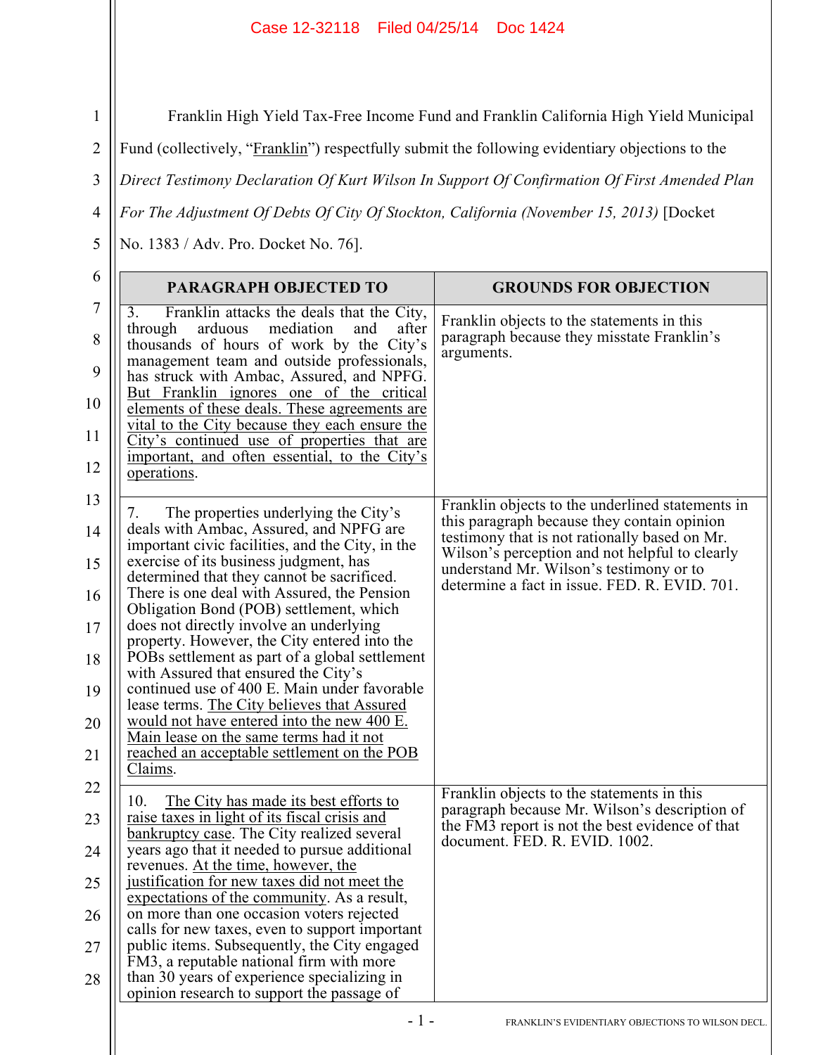Franklin High Yield Tax-Free Income Fund and Franklin California High Yield Municipal Fund (collectively, "Franklin") respectfully submit the following evidentiary objections to the *Direct Testimony Declaration Of Kurt Wilson In Support Of Confirmation Of First Amended Plan For The Adjustment Of Debts Of City Of Stockton, California (November 15, 2013)* [Docket No. 1383 / Adv. Pro. Docket No. 76].

| PARAGRAPH OBJECTED TO | GROUNDS FOR OBJECTION |
|---|---|
| 3. Franklin attacks the deals that the City, through arduous mediation and after thousands of hours of work by the City's management team and outside professionals, has struck with Ambac, Assured, and NPFG. <u>But Franklin ignores one of the critical elements of these deals. These agreements are vital to the City because they each ensure the City's continued use of properties that are important, and often essential, to the City's operations</u>. | Franklin objects to the statements in this paragraph because they misstate Franklin's arguments. |
| 7. The properties underlying the City's deals with Ambac, Assured, and NPFG are important civic facilities, and the City, in the exercise of its business judgment, has determined that they cannot be sacrificed. There is one deal with Assured, the Pension Obligation Bond (POB) settlement, which does not directly involve an underlying property. However, the City entered into the POBs settlement as part of a global settlement with Assured that ensured the City's continued use of 400 E. Main under favorable lease terms. <u>The City believes that Assured would not have entered into the new 400 E. Main lease on the same terms had it not reached an acceptable settlement on the POB Claims</u>. | Franklin objects to the underlined statements in this paragraph because they contain opinion testimony that is not rationally based on Mr. Wilson's perception and not helpful to clearly understand Mr. Wilson's testimony or to determine a fact in issue. FED. R. EVID. 701. |
| 10. <u>The City has made its best efforts to raise taxes in light of its fiscal crisis and bankruptcy case</u>. The City realized several years ago that it needed to pursue additional revenues. <u>At the time, however, the justification for new taxes did not meet the expectations of the community</u>. As a result, on more than one occasion voters rejected calls for new taxes, even to support important public items. Subsequently, the City engaged FM3, a reputable national firm with more than 30 years of experience specializing in opinion research to support the passage of | Franklin objects to the statements in this paragraph because Mr. Wilson's description of the FM3 report is not the best evidence of that document. FED. R. EVID. 1002. |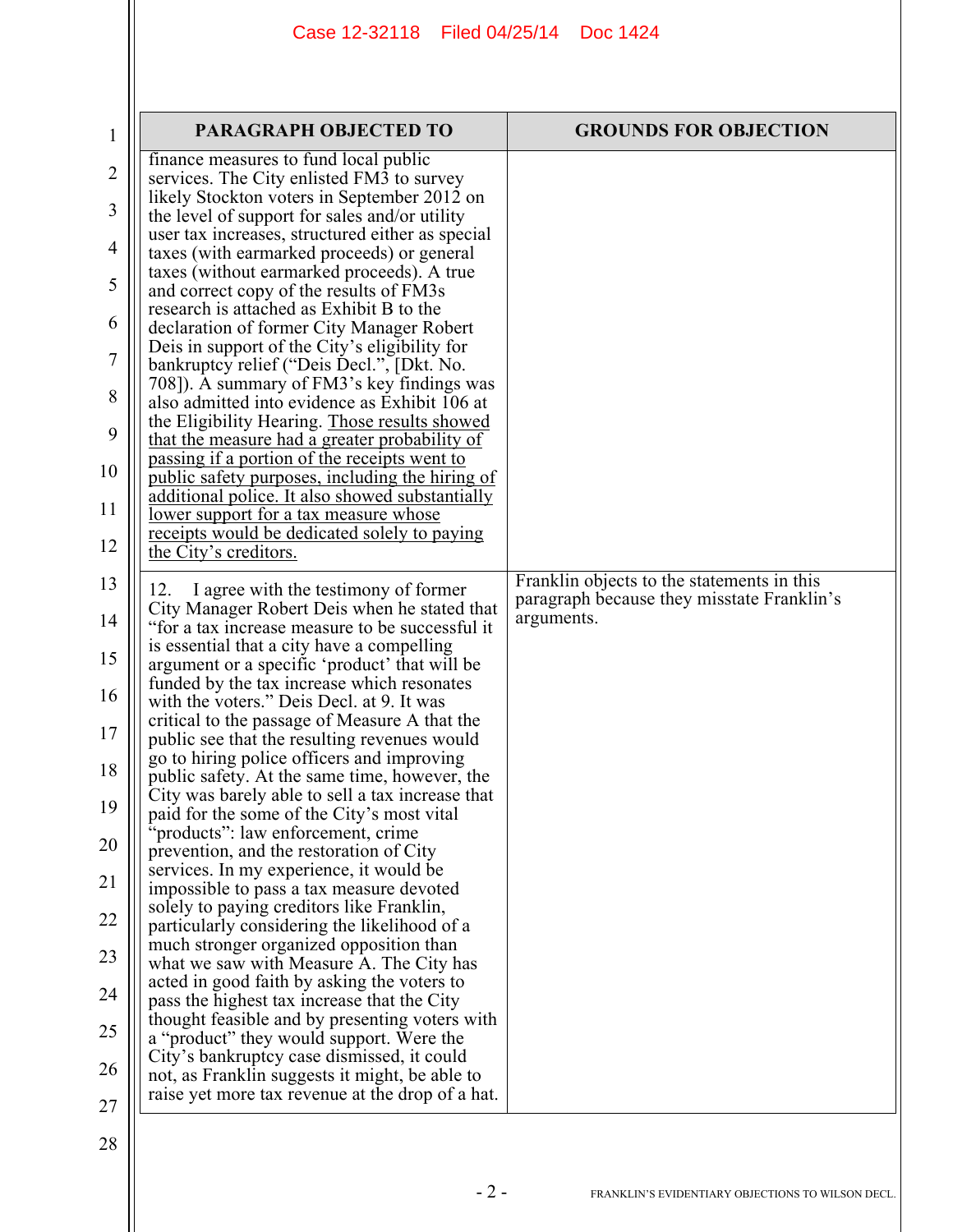| PARAGRAPH OBJECTED TO | GROUNDS FOR OBJECTION |
|---|---|
| finance measures to fund local public services. The City enlisted FM3 to survey likely Stockton voters in September 2012 on the level of support for sales and/or utility user tax increases, structured either as special taxes (with earmarked proceeds) or general taxes (without earmarked proceeds). A true and correct copy of the results of FM3s research is attached as Exhibit B to the declaration of former City Manager Robert Deis in support of the City's eligibility for bankruptcy relief ("Deis Decl.", [Dkt. No. 708]). A summary of FM3's key findings was also admitted into evidence as Exhibit 106 at the Eligibility Hearing. <u>Those results showed that the measure had a greater probability of passing if a portion of the receipts went to public safety purposes, including the hiring of additional police. It also showed substantially lower support for a tax measure whose receipts would be dedicated solely to paying the City's creditors.</u> | |
| 12. I agree with the testimony of former City Manager Robert Deis when he stated that "for a tax increase measure to be successful it is essential that a city have a compelling argument or a specific 'product' that will be funded by the tax increase which resonates with the voters." Deis Decl. at 9. It was critical to the passage of Measure A that the public see that the resulting revenues would go to hiring police officers and improving public safety. At the same time, however, the City was barely able to sell a tax increase that paid for the some of the City's most vital "products": law enforcement, crime prevention, and the restoration of City services. In my experience, it would be impossible to pass a tax measure devoted solely to paying creditors like Franklin, particularly considering the likelihood of a much stronger organized opposition than what we saw with Measure A. The City has acted in good faith by asking the voters to pass the highest tax increase that the City thought feasible and by presenting voters with a "product" they would support. Were the City's bankruptcy case dismissed, it could not, as Franklin suggests it might, be able to raise yet more tax revenue at the drop of a hat. | Franklin objects to the statements in this paragraph because they misstate Franklin's arguments. |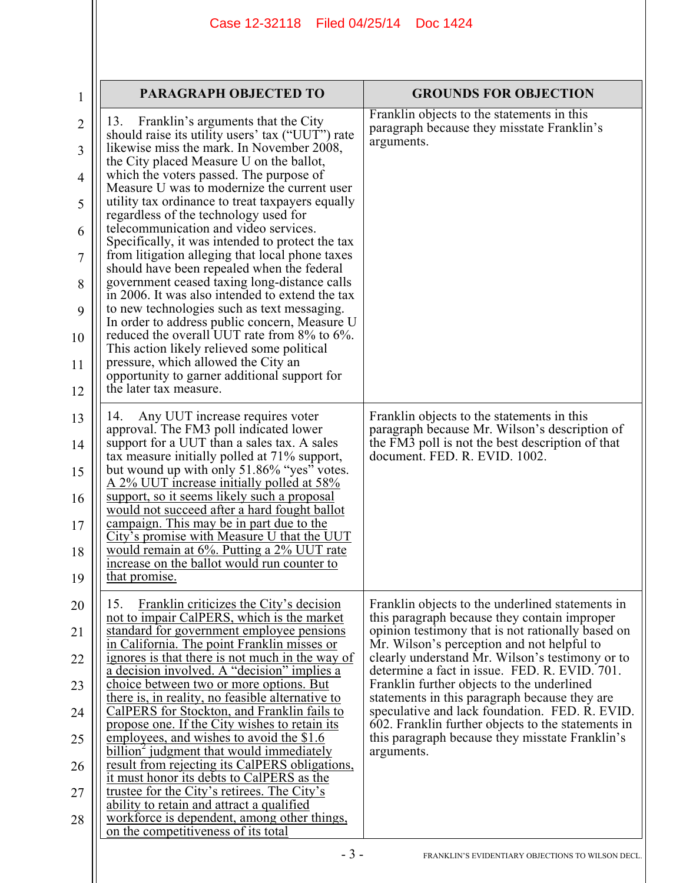| PARAGRAPH OBJECTED TO | GROUNDS FOR OBJECTION |
|---|---|
| 13. Franklin's arguments that the City should raise its utility users' tax ("UUT") rate likewise miss the mark. In November 2008, the City placed Measure U on the ballot, which the voters passed. The purpose of Measure U was to modernize the current user utility tax ordinance to treat taxpayers equally regardless of the technology used for telecommunication and video services. Specifically, it was intended to protect the tax from litigation alleging that local phone taxes should have been repealed when the federal government ceased taxing long-distance calls in 2006. It was also intended to extend the tax to new technologies such as text messaging. In order to address public concern, Measure U reduced the overall UUT rate from 8% to 6%. This action likely relieved some political pressure, which allowed the City an opportunity to garner additional support for the later tax measure. | Franklin objects to the statements in this paragraph because they misstate Franklin's arguments. |
| 14. Any UUT increase requires voter approval. The FM3 poll indicated lower support for a UUT than a sales tax. A sales tax measure initially polled at 71% support, but wound up with only 51.86% "yes" votes. <u>A 2% UUT increase initially polled at 58% support, so it seems likely such a proposal would not succeed after a hard fought ballot campaign. This may be in part due to the City's promise with Measure U that the UUT would remain at 6%. Putting a 2% UUT rate increase on the ballot would run counter to that promise.</u> | Franklin objects to the statements in this paragraph because Mr. Wilson's description of the FM3 poll is not the best description of that document. FED. R. EVID. 1002. |
| 15. <u>Franklin criticizes the City's decision not to impair CalPERS, which is the market standard for government employee pensions in California. The point Franklin misses or ignores is that there is not much in the way of a decision involved. A "decision" implies a choice between two or more options. But there is, in reality, no feasible alternative to CalPERS for Stockton, and Franklin fails to propose one. If the City wishes to retain its employees, and wishes to avoid the $1.6 billion[2] judgment that would immediately result from rejecting its CalPERS obligations, it must honor its debts to CalPERS as the trustee for the City's retirees. The City's ability to retain and attract a qualified workforce is dependent, among other things, on the competitiveness of its total</u> | Franklin objects to the underlined statements in this paragraph because they contain improper opinion testimony that is not rationally based on Mr. Wilson's perception and not helpful to clearly understand Mr. Wilson's testimony or to determine a fact in issue. FED. R. EVID. 701. Franklin further objects to the underlined statements in this paragraph because they are speculative and lack foundation. FED. R. EVID. 602. Franklin further objects to the statements in this paragraph because they misstate Franklin's arguments. |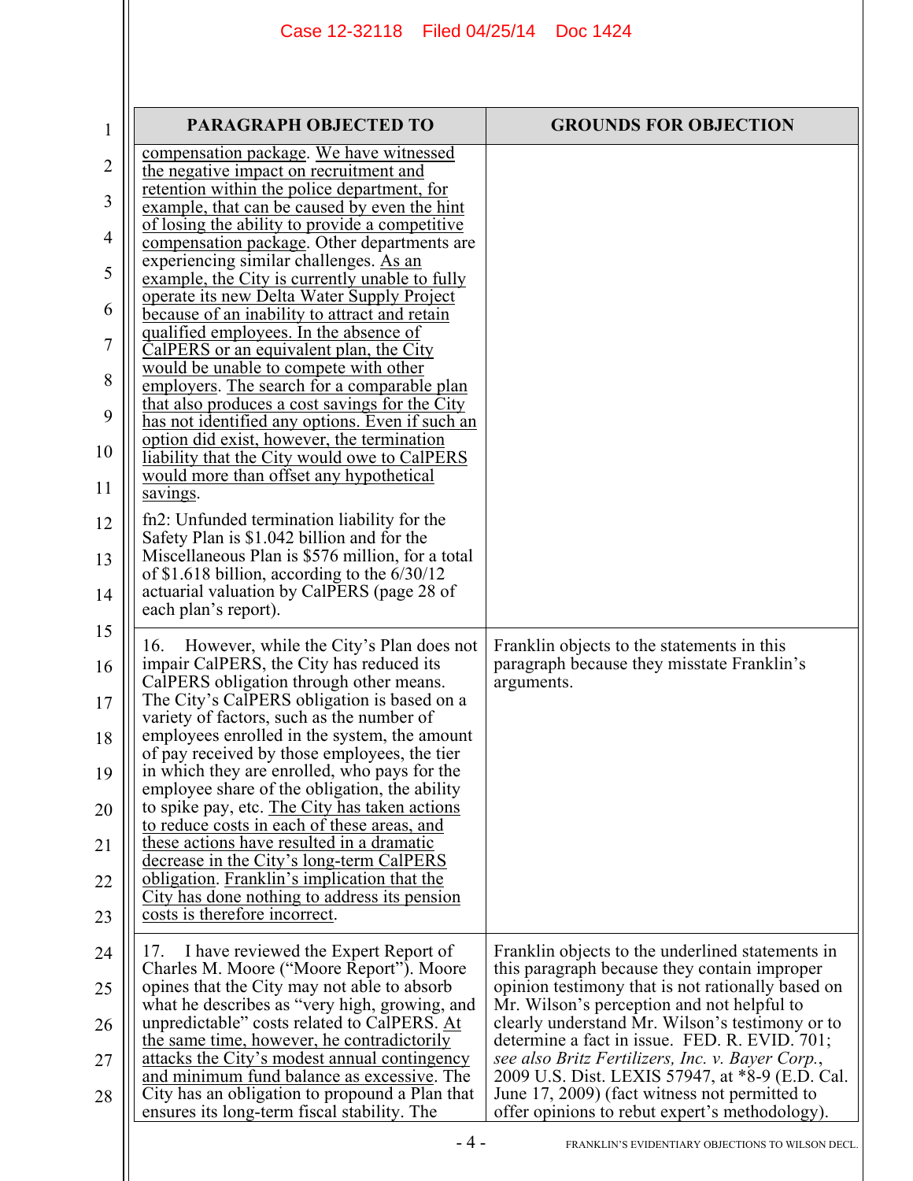| PARAGRAPH OBJECTED TO | GROUNDS FOR OBJECTION |
|---|---|
| compensation package. We have witnessed the negative impact on recruitment and retention within the police department, for example, that can be caused by even the hint of losing the ability to provide a competitive compensation package. Other departments are experiencing similar challenges. As an example, the City is currently unable to fully operate its new Delta Water Supply Project because of an inability to attract and retain qualified employees. In the absence of CalPERS or an equivalent plan, the City would be unable to compete with other employers. The search for a comparable plan that also produces a cost savings for the City has not identified any options. Even if such an option did exist, however, the termination liability that the City would owe to CalPERS would more than offset any hypothetical savings. <br><br> fn2: Unfunded termination liability for the Safety Plan is $1.042 billion and for the Miscellaneous Plan is $576 million, for a total of $1.618 billion, according to the 6/30/12 actuarial valuation by CalPERS (page 28 of each plan's report). | |
| 16. However, while the City's Plan does not impair CalPERS, the City has reduced its CalPERS obligation through other means. The City's CalPERS obligation is based on a variety of factors, such as the number of employees enrolled in the system, the amount of pay received by those employees, the tier in which they are enrolled, who pays for the employee share of the obligation, the ability to spike pay, etc. The City has taken actions to reduce costs in each of these areas, and these actions have resulted in a dramatic decrease in the City's long-term CalPERS obligation. Franklin's implication that the City has done nothing to address its pension costs is therefore incorrect. | Franklin objects to the statements in this paragraph because they misstate Franklin's arguments. |
| 17. I have reviewed the Expert Report of Charles M. Moore ("Moore Report"). Moore opines that the City may not able to absorb what he describes as "very high, growing, and unpredictable" costs related to CalPERS. At the same time, however, he contradictorily attacks the City's modest annual contingency and minimum fund balance as excessive. The City has an obligation to propound a Plan that ensures its long-term fiscal stability. The | Franklin objects to the underlined statements in this paragraph because they contain improper opinion testimony that is not rationally based on Mr. Wilson's perception and not helpful to clearly understand Mr. Wilson's testimony or to determine a fact in issue. FED. R. EVID. 701; *see also Britz Fertilizers, Inc. v. Bayer Corp.*, 2009 U.S. Dist. LEXIS 57947, at *8-9 (E.D. Cal. June 17, 2009) (fact witness not permitted to offer opinions to rebut expert's methodology). |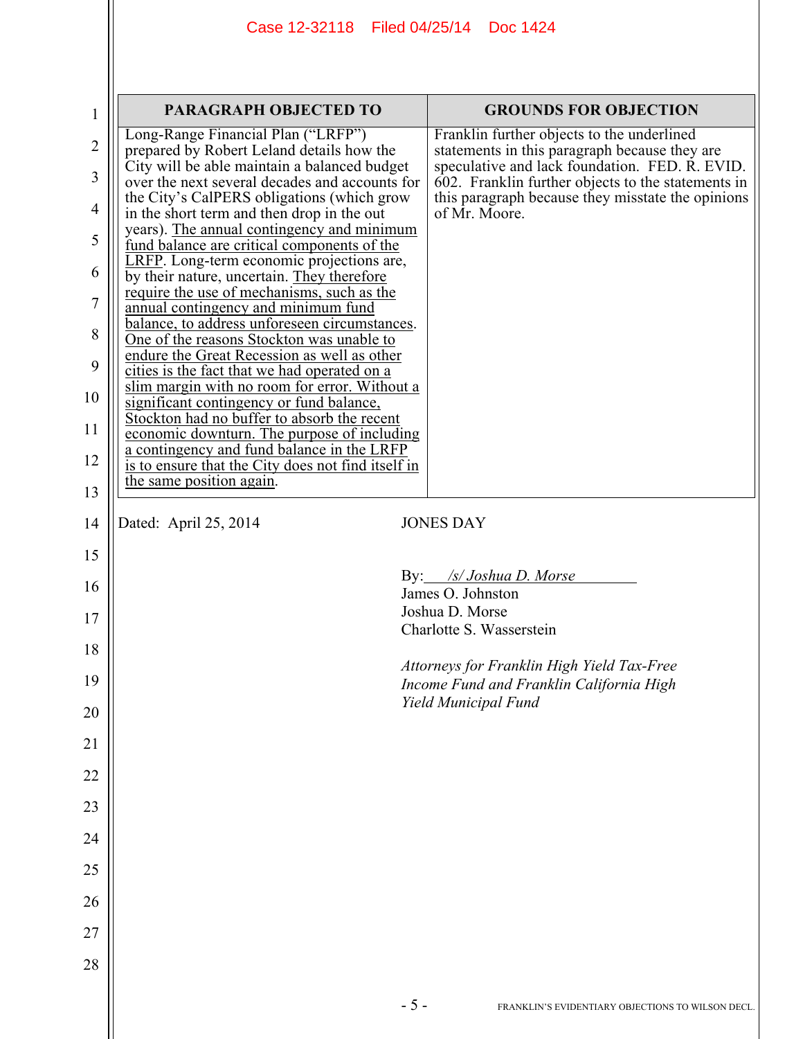| PARAGRAPH OBJECTED TO | GROUNDS FOR OBJECTION |
|---|---|
| Long-Range Financial Plan ("LRFP") prepared by Robert Leland details how the City will be able maintain a balanced budget over the next several decades and accounts for the City's CalPERS obligations (which grow in the short term and then drop in the out years). <u>The annual contingency and minimum fund balance are critical components of the LRFP</u>. Long-term economic projections are, by their nature, uncertain. <u>They therefore require the use of mechanisms, such as the annual contingency and minimum fund balance, to address unforeseen circumstances</u>. <u>One of the reasons Stockton was unable to endure the Great Recession as well as other cities is the fact that we had operated on a slim margin with no room for error. Without a significant contingency or fund balance, Stockton had no buffer to absorb the recent economic downturn. The purpose of including a contingency and fund balance in the LRFP is to ensure that the City does not find itself in the same position again</u>. | Franklin further objects to the underlined statements in this paragraph because they are speculative and lack foundation. FED. R. EVID. 602. Franklin further objects to the statements in this paragraph because they misstate the opinions of Mr. Moore. |

Dated: April 25, 2014

JONES DAY

By: */s/ Joshua D. Morse*
James O. Johnston
Joshua D. Morse
Charlotte S. Wasserstein

*Attorneys for Franklin High Yield Tax-Free Income Fund and Franklin California High Yield Municipal Fund*